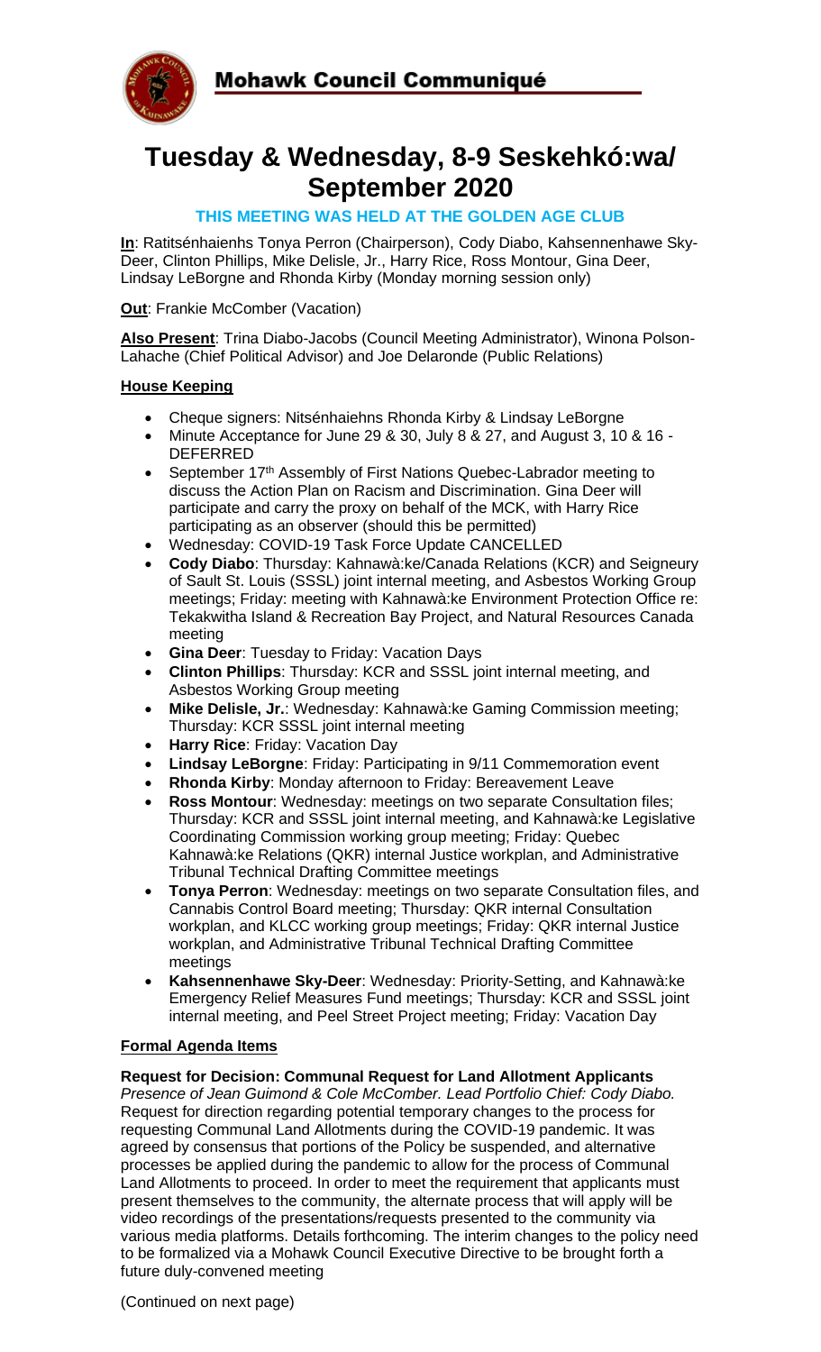**Mohawk Council Communiqué**

# Tuesday & Wednesday, 8-9 Seskehkó:wa/ September 2020

**THIS MEETING WAS HELD AT THE GOLDEN AGE CLUB**

**In**: Ratitsénhaienhs Tonya Perron (Chairperson), Cody Diabo, Kahsennenhawe Sky-Deer, Clinton Phillips, Mike Delisle, Jr., Harry Rice, Ross Montour, Gina Deer, Lindsay LeBorgne and Rhonda Kirby (Monday morning session only)

**Out**: Frankie McComber (Vacation)

**Also Present**: Trina Diabo-Jacobs (Council Meeting Administrator), Winona Polson-Lahache (Chief Political Advisor) and Joe Delaronde (Public Relations)

## House Keeping

- Cheque signers: Nitsénhaiehns Rhonda Kirby & Lindsay LeBorgne
- Minute Acceptance for June 29 & 30, July 8 & 27, and August 3, 10 & 16 - DEFERRED
- September 17th Assembly of First Nations Quebec-Labrador meeting to discuss the Action Plan on Racism and Discrimination. Gina Deer will participate and carry the proxy on behalf of the MCK, with Harry Rice participating as an observer (should this be permitted)
- Wednesday: COVID-19 Task Force Update CANCELLED
- **Cody Diabo**: Thursday: Kahnawà:ke/Canada Relations (KCR) and Seigneury of Sault St. Louis (SSSL) joint internal meeting, and Asbestos Working Group meetings; Friday: meeting with Kahnawà:ke Environment Protection Office re: Tekakwitha Island & Recreation Bay Project, and Natural Resources Canada meeting
- **Gina Deer**: Tuesday to Friday: Vacation Days
- **Clinton Phillips**: Thursday: KCR and SSSL joint internal meeting, and Asbestos Working Group meeting
- **Mike Delisle, Jr.**: Wednesday: Kahnawà:ke Gaming Commission meeting; Thursday: KCR SSSL joint internal meeting
- **Harry Rice**: Friday: Vacation Day
- **Lindsay LeBorgne**: Friday: Participating in 9/11 Commemoration event
- **Rhonda Kirby**: Monday afternoon to Friday: Bereavement Leave
- **Ross Montour**: Wednesday: meetings on two separate Consultation files; Thursday: KCR and SSSL joint internal meeting, and Kahnawà:ke Legislative Coordinating Commission working group meeting; Friday: Quebec Kahnawà:ke Relations (QKR) internal Justice workplan, and Administrative Tribunal Technical Drafting Committee meetings
- **Tonya Perron**: Wednesday: meetings on two separate Consultation files, and Cannabis Control Board meeting; Thursday: QKR internal Consultation workplan, and KLCC working group meetings; Friday: QKR internal Justice workplan, and Administrative Tribunal Technical Drafting Committee meetings
- **Kahsennenhawe Sky-Deer**: Wednesday: Priority-Setting, and Kahnawà:ke Emergency Relief Measures Fund meetings; Thursday: KCR and SSSL joint internal meeting, and Peel Street Project meeting; Friday: Vacation Day

## Formal Agenda Items

**Request for Decision: Communal Request for Land Allotment Applicants**
*Presence of Jean Guimond & Cole McComber. Lead Portfolio Chief: Cody Diabo.* Request for direction regarding potential temporary changes to the process for requesting Communal Land Allotments during the COVID-19 pandemic. It was agreed by consensus that portions of the Policy be suspended, and alternative processes be applied during the pandemic to allow for the process of Communal Land Allotments to proceed. In order to meet the requirement that applicants must present themselves to the community, the alternate process that will apply will be video recordings of the presentations/requests presented to the community via various media platforms. Details forthcoming. The interim changes to the policy need to be formalized via a Mohawk Council Executive Directive to be brought forth a future duly-convened meeting

(Continued on next page)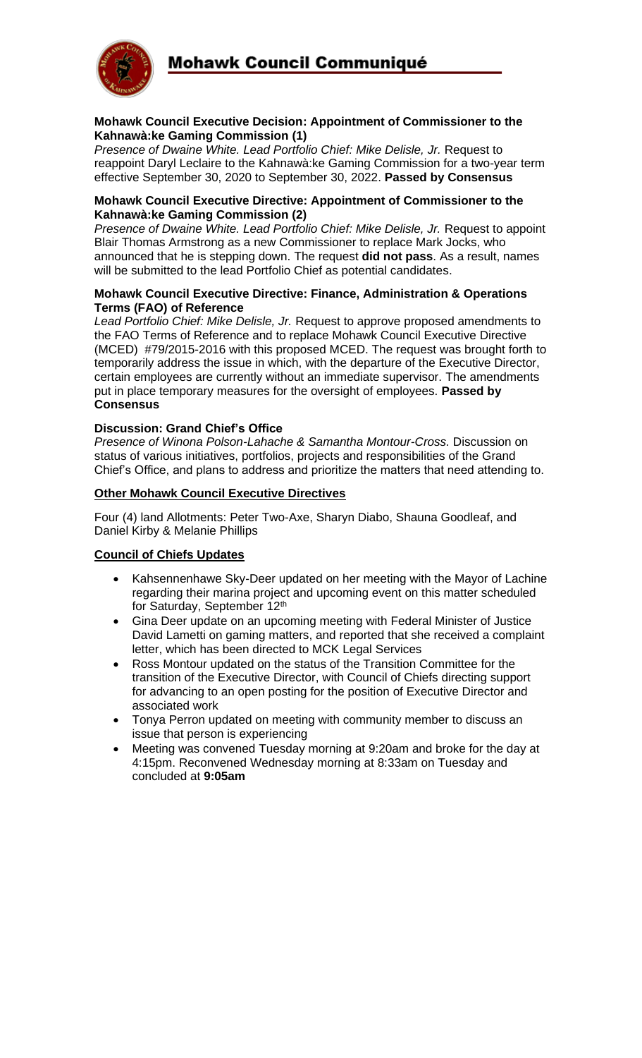# Mohawk Council Communiqué

### Mohawk Council Executive Decision: Appointment of Commissioner to the Kahnawà:ke Gaming Commission (1)

*Presence of Dwaine White. Lead Portfolio Chief: Mike Delisle, Jr.* Request to reappoint Daryl Leclaire to the Kahnawà:ke Gaming Commission for a two-year term effective September 30, 2020 to September 30, 2022. **Passed by Consensus**

### Mohawk Council Executive Directive: Appointment of Commissioner to the Kahnawà:ke Gaming Commission (2)

*Presence of Dwaine White. Lead Portfolio Chief: Mike Delisle, Jr.* Request to appoint Blair Thomas Armstrong as a new Commissioner to replace Mark Jocks, who announced that he is stepping down. The request **did not pass**. As a result, names will be submitted to the lead Portfolio Chief as potential candidates.

### Mohawk Council Executive Directive: Finance, Administration & Operations Terms (FAO) of Reference

*Lead Portfolio Chief: Mike Delisle, Jr.* Request to approve proposed amendments to the FAO Terms of Reference and to replace Mohawk Council Executive Directive (MCED) #79/2015-2016 with this proposed MCED. The request was brought forth to temporarily address the issue in which, with the departure of the Executive Director, certain employees are currently without an immediate supervisor. The amendments put in place temporary measures for the oversight of employees. **Passed by Consensus**

### Discussion: Grand Chief's Office

*Presence of Winona Polson-Lahache & Samantha Montour-Cross.* Discussion on status of various initiatives, portfolios, projects and responsibilities of the Grand Chief's Office, and plans to address and prioritize the matters that need attending to.

### Other Mohawk Council Executive Directives

Four (4) land Allotments: Peter Two-Axe, Sharyn Diabo, Shauna Goodleaf, and Daniel Kirby & Melanie Phillips

### Council of Chiefs Updates

- Kahsennenhawe Sky-Deer updated on her meeting with the Mayor of Lachine regarding their marina project and upcoming event on this matter scheduled for Saturday, September 12th
- Gina Deer update on an upcoming meeting with Federal Minister of Justice David Lametti on gaming matters, and reported that she received a complaint letter, which has been directed to MCK Legal Services
- Ross Montour updated on the status of the Transition Committee for the transition of the Executive Director, with Council of Chiefs directing support for advancing to an open posting for the position of Executive Director and associated work
- Tonya Perron updated on meeting with community member to discuss an issue that person is experiencing
- Meeting was convened Tuesday morning at 9:20am and broke for the day at 4:15pm. Reconvened Wednesday morning at 8:33am on Tuesday and concluded at **9:05am**